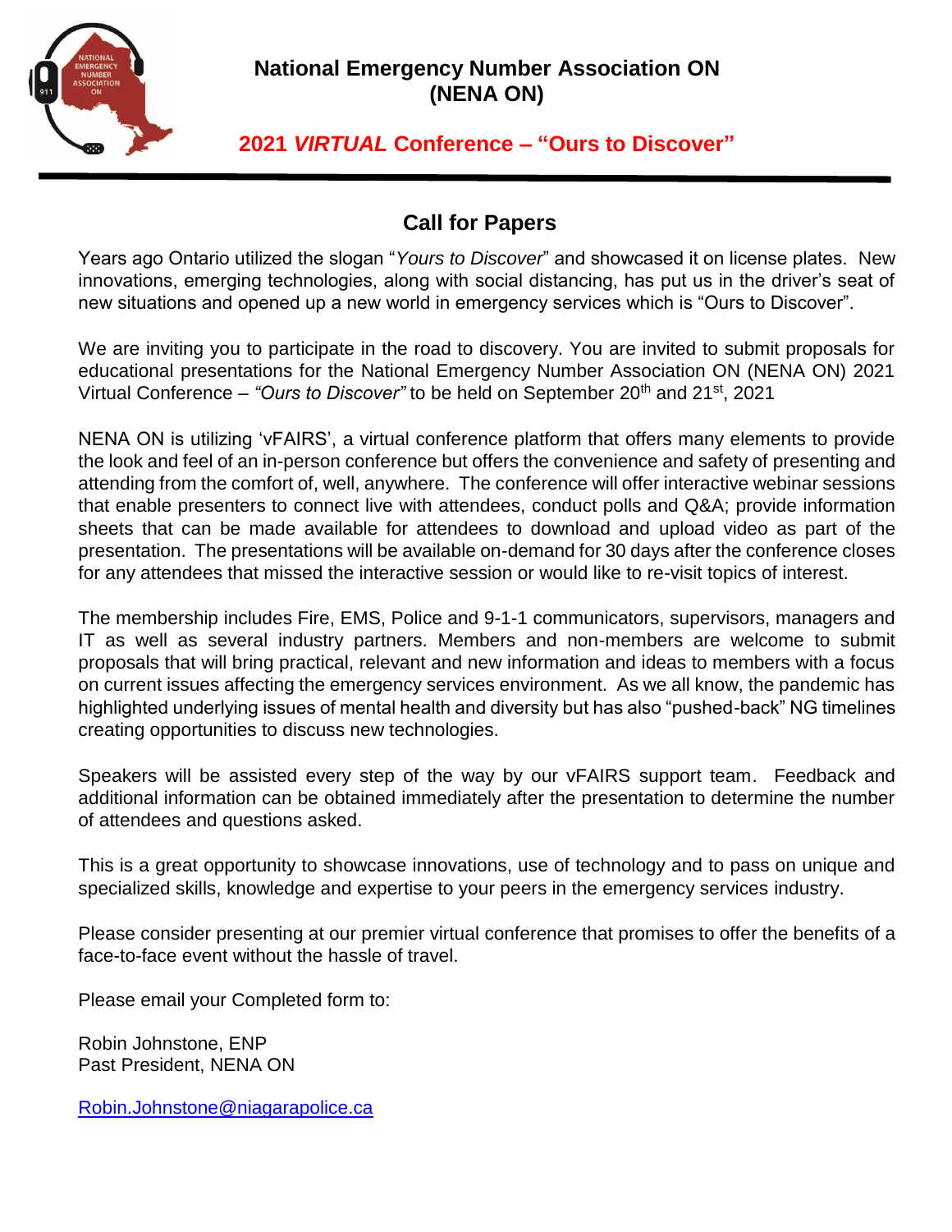# National Emergency Number Association ON (NENA ON)

## 2021 *VIRTUAL* Conference – "Ours to Discover"

## Call for Papers

Years ago Ontario utilized the slogan "*Yours to Discover*" and showcased it on license plates. New innovations, emerging technologies, along with social distancing, has put us in the driver's seat of new situations and opened up a new world in emergency services which is "Ours to Discover".

We are inviting you to participate in the road to discovery. You are invited to submit proposals for educational presentations for the National Emergency Number Association ON (NENA ON) 2021 Virtual Conference – *"Ours to Discover"* to be held on September 20th and 21st, 2021

NENA ON is utilizing 'vFAIRS', a virtual conference platform that offers many elements to provide the look and feel of an in-person conference but offers the convenience and safety of presenting and attending from the comfort of, well, anywhere. The conference will offer interactive webinar sessions that enable presenters to connect live with attendees, conduct polls and Q&A; provide information sheets that can be made available for attendees to download and upload video as part of the presentation. The presentations will be available on-demand for 30 days after the conference closes for any attendees that missed the interactive session or would like to re-visit topics of interest.

The membership includes Fire, EMS, Police and 9-1-1 communicators, supervisors, managers and IT as well as several industry partners. Members and non-members are welcome to submit proposals that will bring practical, relevant and new information and ideas to members with a focus on current issues affecting the emergency services environment. As we all know, the pandemic has highlighted underlying issues of mental health and diversity but has also "pushed-back" NG timelines creating opportunities to discuss new technologies.

Speakers will be assisted every step of the way by our vFAIRS support team. Feedback and additional information can be obtained immediately after the presentation to determine the number of attendees and questions asked.

This is a great opportunity to showcase innovations, use of technology and to pass on unique and specialized skills, knowledge and expertise to your peers in the emergency services industry.

Please consider presenting at our premier virtual conference that promises to offer the benefits of a face-to-face event without the hassle of travel.

Please email your Completed form to:

Robin Johnstone, ENP  
Past President, NENA ON

Robin.Johnstone@niagarapolice.ca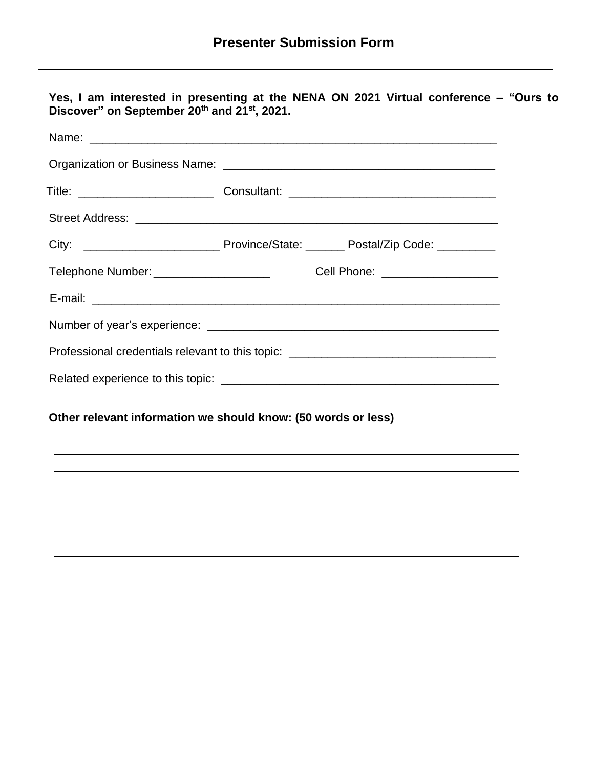## Presenter Submission Form

---

**Yes, I am interested in presenting at the NENA ON 2021 Virtual conference – "Ours to Discover" on September 20th and 21st, 2021.**

Name: ______________________________________________________________

Organization or Business Name: _________________________________________

Title: _____________________ Consultant: ________________________________

Street Address: _________________________________________________________

City: _____________________ Province/State: ______ Postal/Zip Code: _________

Telephone Number: __________________ Cell Phone: __________________

E-mail: ______________________________________________________________

Number of year's experience: ____________________________________________

Professional credentials relevant to this topic: _______________________________

Related experience to this topic: __________________________________________

**Other relevant information we should know: (50 words or less)**

______________________________________________________________________

______________________________________________________________________

______________________________________________________________________

______________________________________________________________________

______________________________________________________________________

______________________________________________________________________

______________________________________________________________________

______________________________________________________________________

______________________________________________________________________

______________________________________________________________________

______________________________________________________________________

______________________________________________________________________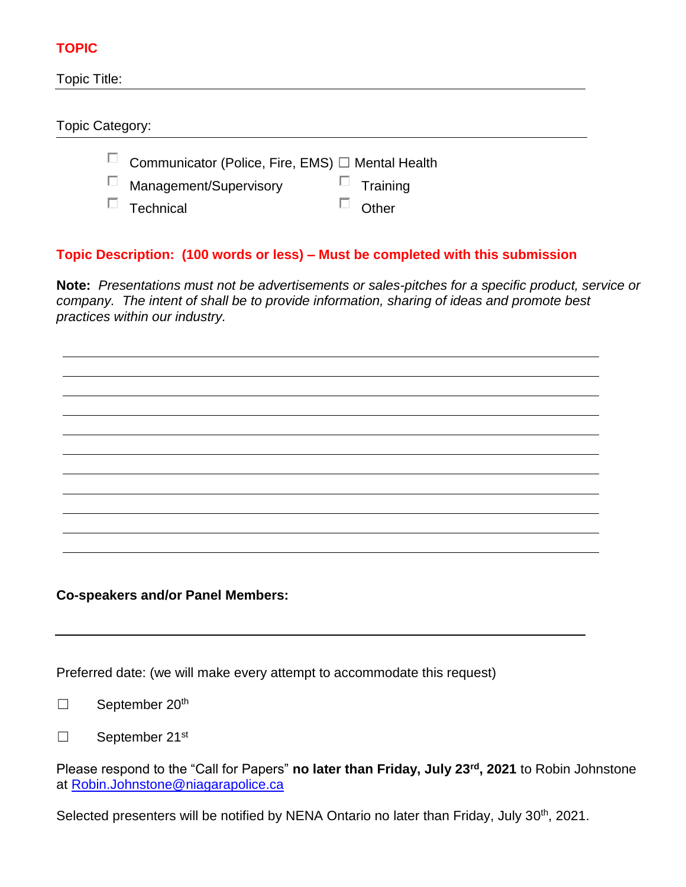**TOPIC**

Topic Title: \_\_\_\_\_\_\_\_\_\_\_\_\_\_\_\_\_\_\_\_\_\_\_\_\_\_\_\_\_\_\_\_\_\_\_\_\_\_\_\_

Topic Category: \_\_\_\_\_\_\_\_\_\_\_\_\_\_\_\_\_\_\_\_\_\_\_\_\_\_\_\_\_\_\_\_\_\_\_\_\_\_\_\_

☐ Communicator (Police, Fire, EMS) ☐ Mental Health
☐ Management/Supervisory ☐ Training
☐ Technical ☐ Other

**Topic Description: (100 words or less) – Must be completed with this submission**

**Note:** *Presentations must not be advertisements or sales-pitches for a specific product, service or company. The intent of shall be to provide information, sharing of ideas and promote best practices within our industry.*

\_\_\_\_\_\_\_\_\_\_\_\_\_\_\_\_\_\_\_\_\_\_\_\_\_\_\_\_\_\_\_\_\_\_\_\_\_\_\_\_\_\_\_\_\_\_\_\_\_\_\_\_

**Co-speakers and/or Panel Members:**

\_\_\_\_\_\_\_\_\_\_\_\_\_\_\_\_\_\_\_\_\_\_\_\_\_\_\_\_\_\_\_\_\_\_\_\_\_\_\_\_\_\_\_\_\_\_\_\_\_\_\_\_

Preferred date: (we will make every attempt to accommodate this request)

☐ September 20th

☐ September 21st

Please respond to the "Call for Papers" **no later than Friday, July 23rd, 2021** to Robin Johnstone at Robin.Johnstone@niagarapolice.ca

Selected presenters will be notified by NENA Ontario no later than Friday, July 30th, 2021.